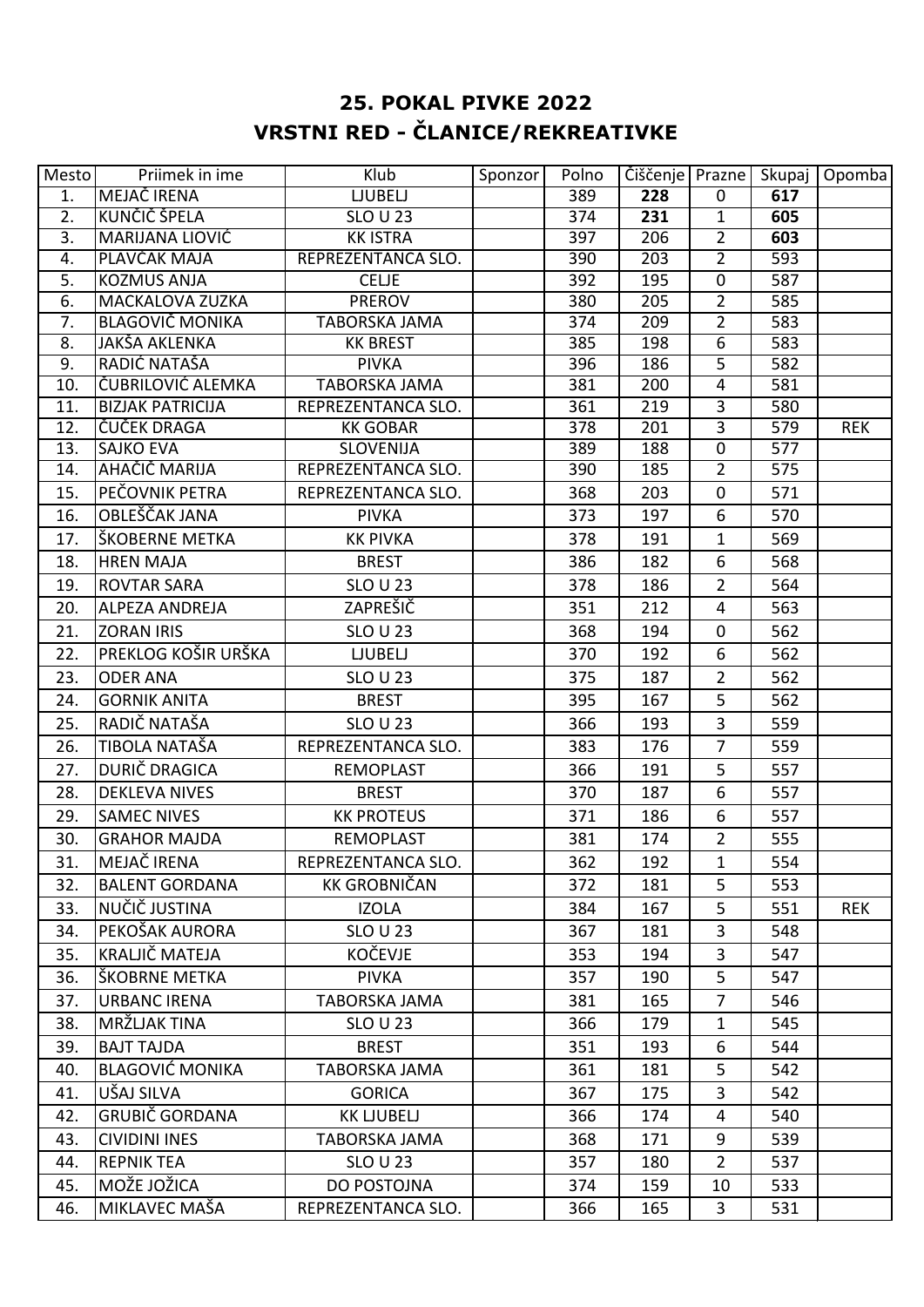## 25. POKAL PIVKE 2022
## VRSTNI RED - ČLANICE/REKREATIVKE

| Mesto | Priimek in ime | Klub | Sponzor | Polno | Čiščenje | Prazne | Skupaj | Opomba |
|---|---|---|---|---|---|---|---|---|
| 1. | MEJAČ IRENA | LJUBELJ | | 389 | **228** | 0 | **617** | |
| 2. | KUNČIČ ŠPELA | SLO U 23 | | 374 | **231** | 1 | **605** | |
| 3. | MARIJANA LIOVIĆ | KK ISTRA | | 397 | 206 | 2 | **603** | |
| 4. | PLAVČAK MAJA | REPREZENTANCA SLO. | | 390 | 203 | 2 | 593 | |
| 5. | KOZMUS ANJA | CELJE | | 392 | 195 | 0 | 587 | |
| 6. | MACKALOVA ZUZKA | PREROV | | 380 | 205 | 2 | 585 | |
| 7. | BLAGOVIČ MONIKA | TABORSKA JAMA | | 374 | 209 | 2 | 583 | |
| 8. | JAKŠA AKLENKA | KK BREST | | 385 | 198 | 6 | 583 | |
| 9. | RADIĆ NATAŠA | PIVKA | | 396 | 186 | 5 | 582 | |
| 10. | ČUBRILOVIĆ ALEMKA | TABORSKA JAMA | | 381 | 200 | 4 | 581 | |
| 11. | BIZJAK PATRICIJA | REPREZENTANCA SLO. | | 361 | 219 | 3 | 580 | |
| 12. | ČUČEK DRAGA | KK GOBAR | | 378 | 201 | 3 | 579 | REK |
| 13. | SAJKO EVA | SLOVENIJA | | 389 | 188 | 0 | 577 | |
| 14. | AHAČIČ MARIJA | REPREZENTANCA SLO. | | 390 | 185 | 2 | 575 | |
| 15. | PEČOVNIK PETRA | REPREZENTANCA SLO. | | 368 | 203 | 0 | 571 | |
| 16. | OBLEŠČAK JANA | PIVKA | | 373 | 197 | 6 | 570 | |
| 17. | ŠKOBERNE METKA | KK PIVKA | | 378 | 191 | 1 | 569 | |
| 18. | HREN MAJA | BREST | | 386 | 182 | 6 | 568 | |
| 19. | ROVTAR SARA | SLO U 23 | | 378 | 186 | 2 | 564 | |
| 20. | ALPEZA ANDREJA | ZAPREŠIČ | | 351 | 212 | 4 | 563 | |
| 21. | ZORAN IRIS | SLO U 23 | | 368 | 194 | 0 | 562 | |
| 22. | PREKLOG KOŠIR URŠKA | LJUBELJ | | 370 | 192 | 6 | 562 | |
| 23. | ODER ANA | SLO U 23 | | 375 | 187 | 2 | 562 | |
| 24. | GORNIK ANITA | BREST | | 395 | 167 | 5 | 562 | |
| 25. | RADIČ NATAŠA | SLO U 23 | | 366 | 193 | 3 | 559 | |
| 26. | TIBOLA NATAŠA | REPREZENTANCA SLO. | | 383 | 176 | 7 | 559 | |
| 27. | DURIČ DRAGICA | REMOPLAST | | 366 | 191 | 5 | 557 | |
| 28. | DEKLEVA NIVES | BREST | | 370 | 187 | 6 | 557 | |
| 29. | SAMEC NIVES | KK PROTEUS | | 371 | 186 | 6 | 557 | |
| 30. | GRAHOR MAJDA | REMOPLAST | | 381 | 174 | 2 | 555 | |
| 31. | MEJAČ IRENA | REPREZENTANCA SLO. | | 362 | 192 | 1 | 554 | |
| 32. | BALENT GORDANA | KK GROBNIČAN | | 372 | 181 | 5 | 553 | |
| 33. | NUČIČ JUSTINA | IZOLA | | 384 | 167 | 5 | 551 | REK |
| 34. | PEKOŠAK AURORA | SLO U 23 | | 367 | 181 | 3 | 548 | |
| 35. | KRALJIČ MATEJA | KOČEVJE | | 353 | 194 | 3 | 547 | |
| 36. | ŠKOBRNE METKA | PIVKA | | 357 | 190 | 5 | 547 | |
| 37. | URBANC IRENA | TABORSKA JAMA | | 381 | 165 | 7 | 546 | |
| 38. | MRŽLJAK TINA | SLO U 23 | | 366 | 179 | 1 | 545 | |
| 39. | BAJT TAJDA | BREST | | 351 | 193 | 6 | 544 | |
| 40. | BLAGOVIĆ MONIKA | TABORSKA JAMA | | 361 | 181 | 5 | 542 | |
| 41. | UŠAJ SILVA | GORICA | | 367 | 175 | 3 | 542 | |
| 42. | GRUBIČ GORDANA | KK LJUBELJ | | 366 | 174 | 4 | 540 | |
| 43. | CIVIDINI INES | TABORSKA JAMA | | 368 | 171 | 9 | 539 | |
| 44. | REPNIK TEA | SLO U 23 | | 357 | 180 | 2 | 537 | |
| 45. | MOŽE JOŽICA | DO POSTOJNA | | 374 | 159 | 10 | 533 | |
| 46. | MIKLAVEC MAŠA | REPREZENTANCA SLO. | | 366 | 165 | 3 | 531 | |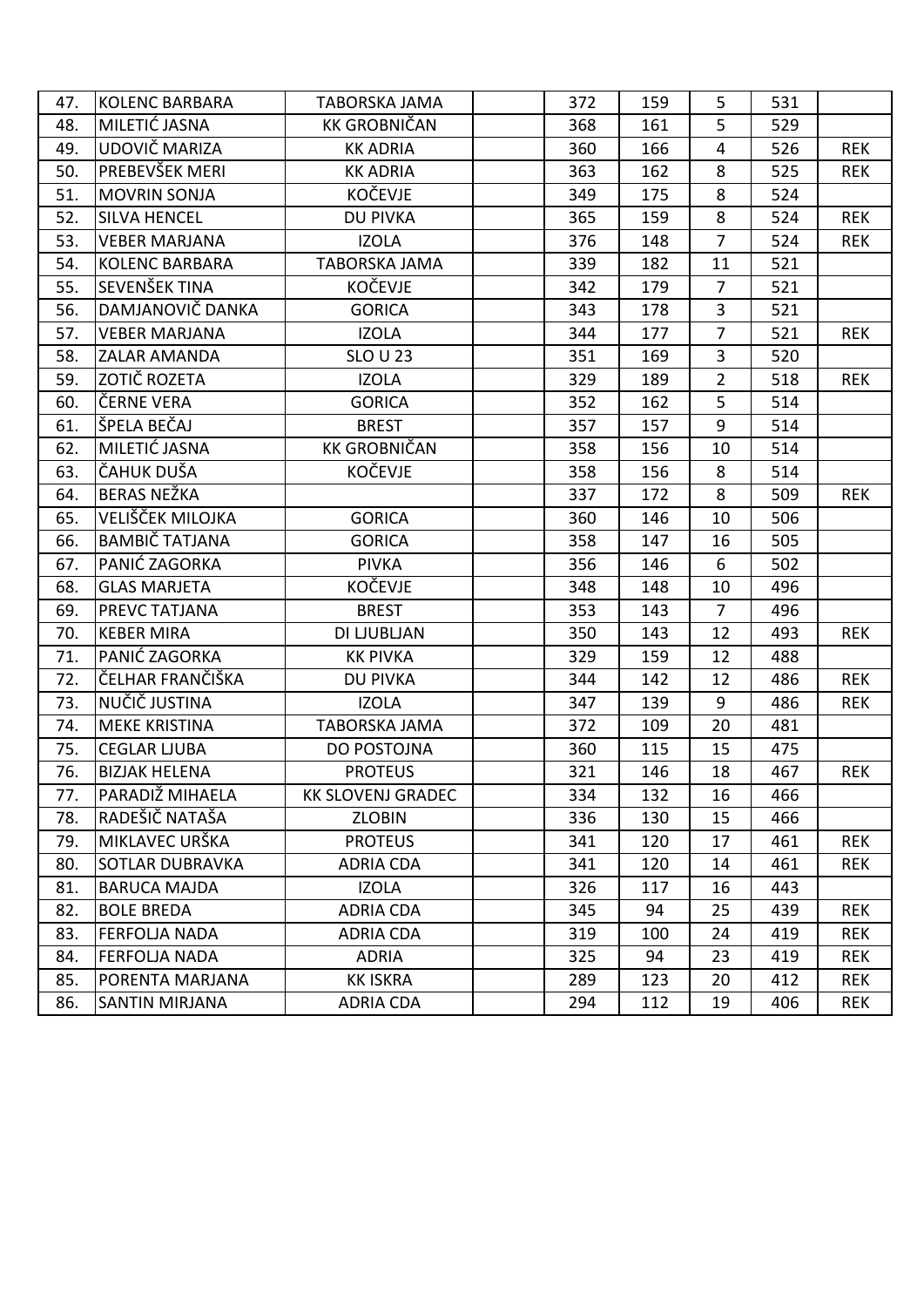| | | | | | | | | |
|---|---|---|---|---|---|---|---|---|
| 47. | KOLENC BARBARA | TABORSKA JAMA | | 372 | 159 | 5 | 531 | |
| 48. | MILETIĆ JASNA | KK GROBNIČAN | | 368 | 161 | 5 | 529 | |
| 49. | UDOVIČ MARIZA | KK ADRIA | | 360 | 166 | 4 | 526 | REK |
| 50. | PREBEVŠEK MERI | KK ADRIA | | 363 | 162 | 8 | 525 | REK |
| 51. | MOVRIN SONJA | KOČEVJE | | 349 | 175 | 8 | 524 | |
| 52. | SILVA HENCEL | DU PIVKA | | 365 | 159 | 8 | 524 | REK |
| 53. | VEBER MARJANA | IZOLA | | 376 | 148 | 7 | 524 | REK |
| 54. | KOLENC BARBARA | TABORSKA JAMA | | 339 | 182 | 11 | 521 | |
| 55. | SEVENŠEK TINA | KOČEVJE | | 342 | 179 | 7 | 521 | |
| 56. | DAMJANOVIČ DANKA | GORICA | | 343 | 178 | 3 | 521 | |
| 57. | VEBER MARJANA | IZOLA | | 344 | 177 | 7 | 521 | REK |
| 58. | ZALAR AMANDA | SLO U 23 | | 351 | 169 | 3 | 520 | |
| 59. | ZOTIČ ROZETA | IZOLA | | 329 | 189 | 2 | 518 | REK |
| 60. | ČERNE VERA | GORICA | | 352 | 162 | 5 | 514 | |
| 61. | ŠPELA BEČAJ | BREST | | 357 | 157 | 9 | 514 | |
| 62. | MILETIĆ JASNA | KK GROBNIČAN | | 358 | 156 | 10 | 514 | |
| 63. | ČAHUK DUŠA | KOČEVJE | | 358 | 156 | 8 | 514 | |
| 64. | BERAS NEŽKA | | | 337 | 172 | 8 | 509 | REK |
| 65. | VELIŠČEK MILOJKA | GORICA | | 360 | 146 | 10 | 506 | |
| 66. | BAMBIČ TATJANA | GORICA | | 358 | 147 | 16 | 505 | |
| 67. | PANIĆ ZAGORKA | PIVKA | | 356 | 146 | 6 | 502 | |
| 68. | GLAS MARJETA | KOČEVJE | | 348 | 148 | 10 | 496 | |
| 69. | PREVC TATJANA | BREST | | 353 | 143 | 7 | 496 | |
| 70. | KEBER MIRA | DI LJUBLJAN | | 350 | 143 | 12 | 493 | REK |
| 71. | PANIĆ ZAGORKA | KK PIVKA | | 329 | 159 | 12 | 488 | |
| 72. | ČELHAR FRANČIŠKA | DU PIVKA | | 344 | 142 | 12 | 486 | REK |
| 73. | NUČIČ JUSTINA | IZOLA | | 347 | 139 | 9 | 486 | REK |
| 74. | MEKE KRISTINA | TABORSKA JAMA | | 372 | 109 | 20 | 481 | |
| 75. | CEGLAR LJUBA | DO POSTOJNA | | 360 | 115 | 15 | 475 | |
| 76. | BIZJAK HELENA | PROTEUS | | 321 | 146 | 18 | 467 | REK |
| 77. | PARADIŽ MIHAELA | KK SLOVENJ GRADEC | | 334 | 132 | 16 | 466 | |
| 78. | RADEŠIČ NATAŠA | ZLOBIN | | 336 | 130 | 15 | 466 | |
| 79. | MIKLAVEC URŠKA | PROTEUS | | 341 | 120 | 17 | 461 | REK |
| 80. | SOTLAR DUBRAVKA | ADRIA CDA | | 341 | 120 | 14 | 461 | REK |
| 81. | BARUCA MAJDA | IZOLA | | 326 | 117 | 16 | 443 | |
| 82. | BOLE BREDA | ADRIA CDA | | 345 | 94 | 25 | 439 | REK |
| 83. | FERFOLJA NADA | ADRIA CDA | | 319 | 100 | 24 | 419 | REK |
| 84. | FERFOLJA NADA | ADRIA | | 325 | 94 | 23 | 419 | REK |
| 85. | PORENTA MARJANA | KK ISKRA | | 289 | 123 | 20 | 412 | REK |
| 86. | SANTIN MIRJANA | ADRIA CDA | | 294 | 112 | 19 | 406 | REK |